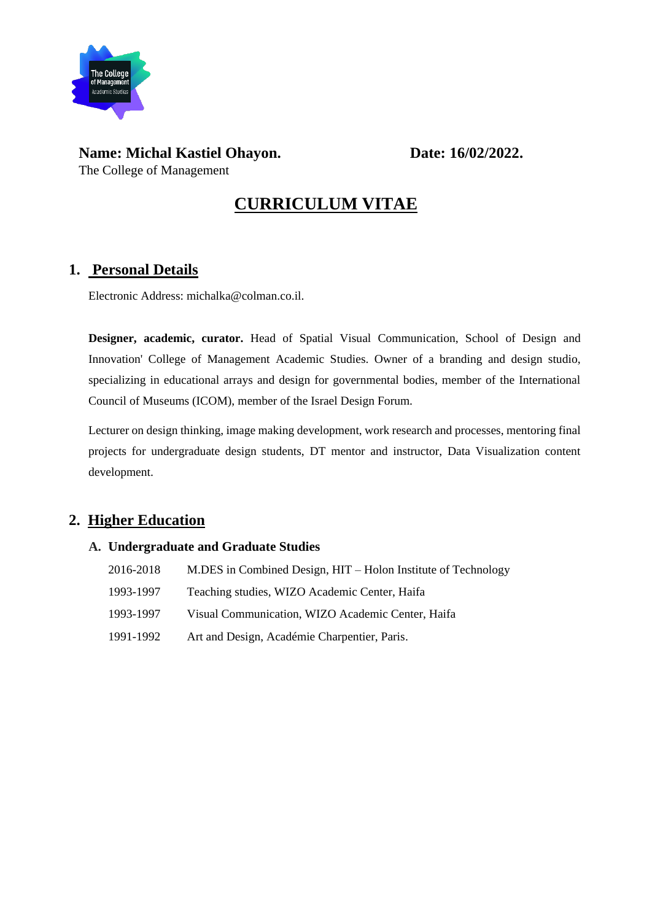**Name: Michal Kastiel Ohayon.** **Date: 16/02/2022.**

The College of Management

# CURRICULUM VITAE

## 1. Personal Details

Electronic Address: michalka@colman.co.il.

**Designer, academic, curator.** Head of Spatial Visual Communication, School of Design and Innovation' College of Management Academic Studies. Owner of a branding and design studio, specializing in educational arrays and design for governmental bodies, member of the International Council of Museums (ICOM), member of the Israel Design Forum.

Lecturer on design thinking, image making development, work research and processes, mentoring final projects for undergraduate design students, DT mentor and instructor, Data Visualization content development.

## 2. Higher Education

### A. Undergraduate and Graduate Studies

| | |
|---|---|
| 2016-2018 | M.DES in Combined Design, HIT – Holon Institute of Technology |
| 1993-1997 | Teaching studies, WIZO Academic Center, Haifa |
| 1993-1997 | Visual Communication, WIZO Academic Center, Haifa |
| 1991-1992 | Art and Design, Académie Charpentier, Paris. |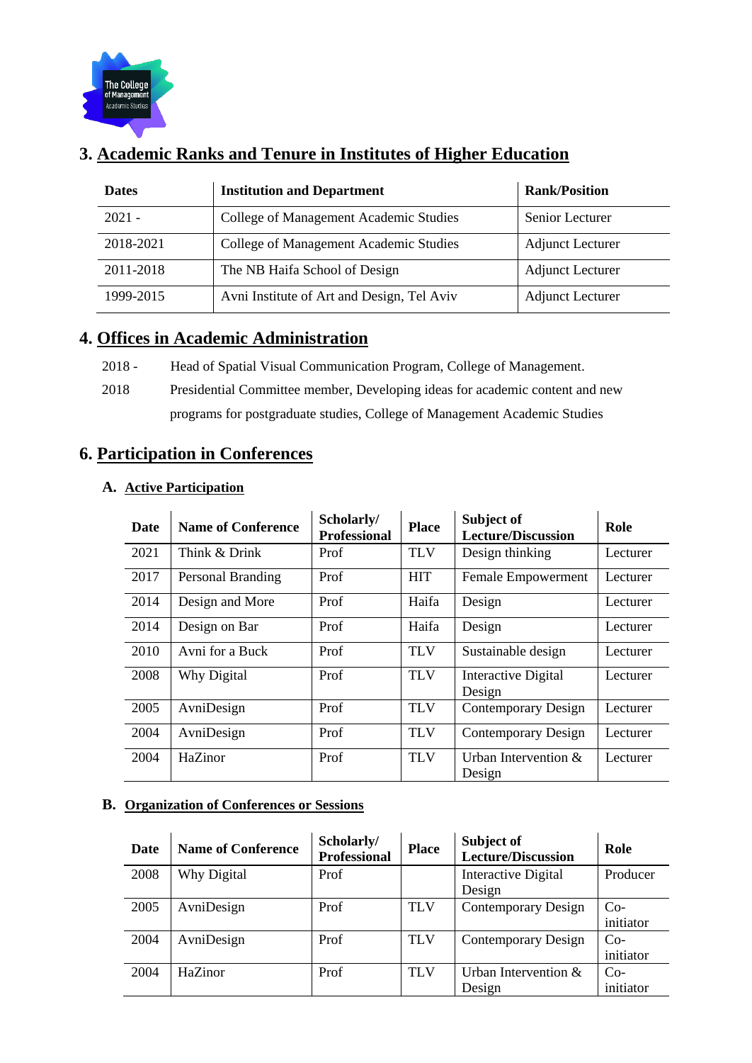## 3. Academic Ranks and Tenure in Institutes of Higher Education

| Dates | Institution and Department | Rank/Position |
|---|---|---|
| 2021 - | College of Management Academic Studies | Senior Lecturer |
| 2018-2021 | College of Management Academic Studies | Adjunct Lecturer |
| 2011-2018 | The NB Haifa School of Design | Adjunct Lecturer |
| 1999-2015 | Avni Institute of Art and Design, Tel Aviv | Adjunct Lecturer |

## 4. Offices in Academic Administration

2018 - Head of Spatial Visual Communication Program, College of Management.

2018 Presidential Committee member, Developing ideas for academic content and new programs for postgraduate studies, College of Management Academic Studies

## 6. Participation in Conferences

### A. Active Participation

| Date | Name of Conference | Scholarly/ Professional | Place | Subject of Lecture/Discussion | Role |
|---|---|---|---|---|---|
| 2021 | Think & Drink | Prof | TLV | Design thinking | Lecturer |
| 2017 | Personal Branding | Prof | HIT | Female Empowerment | Lecturer |
| 2014 | Design and More | Prof | Haifa | Design | Lecturer |
| 2014 | Design on Bar | Prof | Haifa | Design | Lecturer |
| 2010 | Avni for a Buck | Prof | TLV | Sustainable design | Lecturer |
| 2008 | Why Digital | Prof | TLV | Interactive Digital Design | Lecturer |
| 2005 | AvniDesign | Prof | TLV | Contemporary Design | Lecturer |
| 2004 | AvniDesign | Prof | TLV | Contemporary Design | Lecturer |
| 2004 | HaZinor | Prof | TLV | Urban Intervention & Design | Lecturer |

### B. Organization of Conferences or Sessions

| Date | Name of Conference | Scholarly/ Professional | Place | Subject of Lecture/Discussion | Role |
|---|---|---|---|---|---|
| 2008 | Why Digital | Prof | | Interactive Digital Design | Producer |
| 2005 | AvniDesign | Prof | TLV | Contemporary Design | Co-initiator |
| 2004 | AvniDesign | Prof | TLV | Contemporary Design | Co-initiator |
| 2004 | HaZinor | Prof | TLV | Urban Intervention & Design | Co-initiator |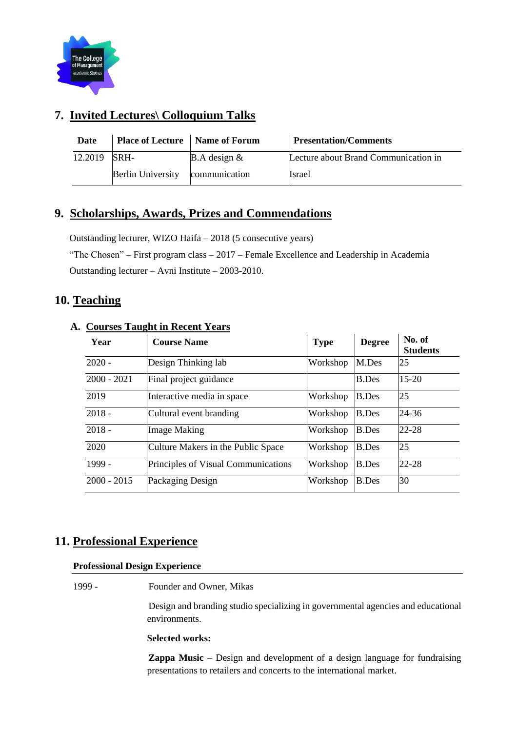## 7. Invited Lectures\ Colloquium Talks

| Date | Place of Lecture | Name of Forum | Presentation/Comments |
|---|---|---|---|
| 12.2019 | SRH-Berlin University | B.A design & communication | Lecture about Brand Communication in Israel |

## 9. Scholarships, Awards, Prizes and Commendations

Outstanding lecturer, WIZO Haifa – 2018 (5 consecutive years)

“The Chosen” – First program class – 2017 – Female Excellence and Leadership in Academia

Outstanding lecturer – Avni Institute – 2003-2010.

## 10. Teaching

### A. Courses Taught in Recent Years

| Year | Course Name | Type | Degree | No. of Students |
|---|---|---|---|---|
| 2020 - | Design Thinking lab | Workshop | M.Des | 25 |
| 2000 - 2021 | Final project guidance | | B.Des | 15-20 |
| 2019 | Interactive media in space | Workshop | B.Des | 25 |
| 2018 - | Cultural event branding | Workshop | B.Des | 24-36 |
| 2018 - | Image Making | Workshop | B.Des | 22-28 |
| 2020 | Culture Makers in the Public Space | Workshop | B.Des | 25 |
| 1999 - | Principles of Visual Communications | Workshop | B.Des | 22-28 |
| 2000 - 2015 | Packaging Design | Workshop | B.Des | 30 |

## 11. Professional Experience

**Professional Design Experience**

1999 - Founder and Owner, Mikas

Design and branding studio specializing in governmental agencies and educational environments.

**Selected works:**

**Zappa Music** – Design and development of a design language for fundraising presentations to retailers and concerts to the international market.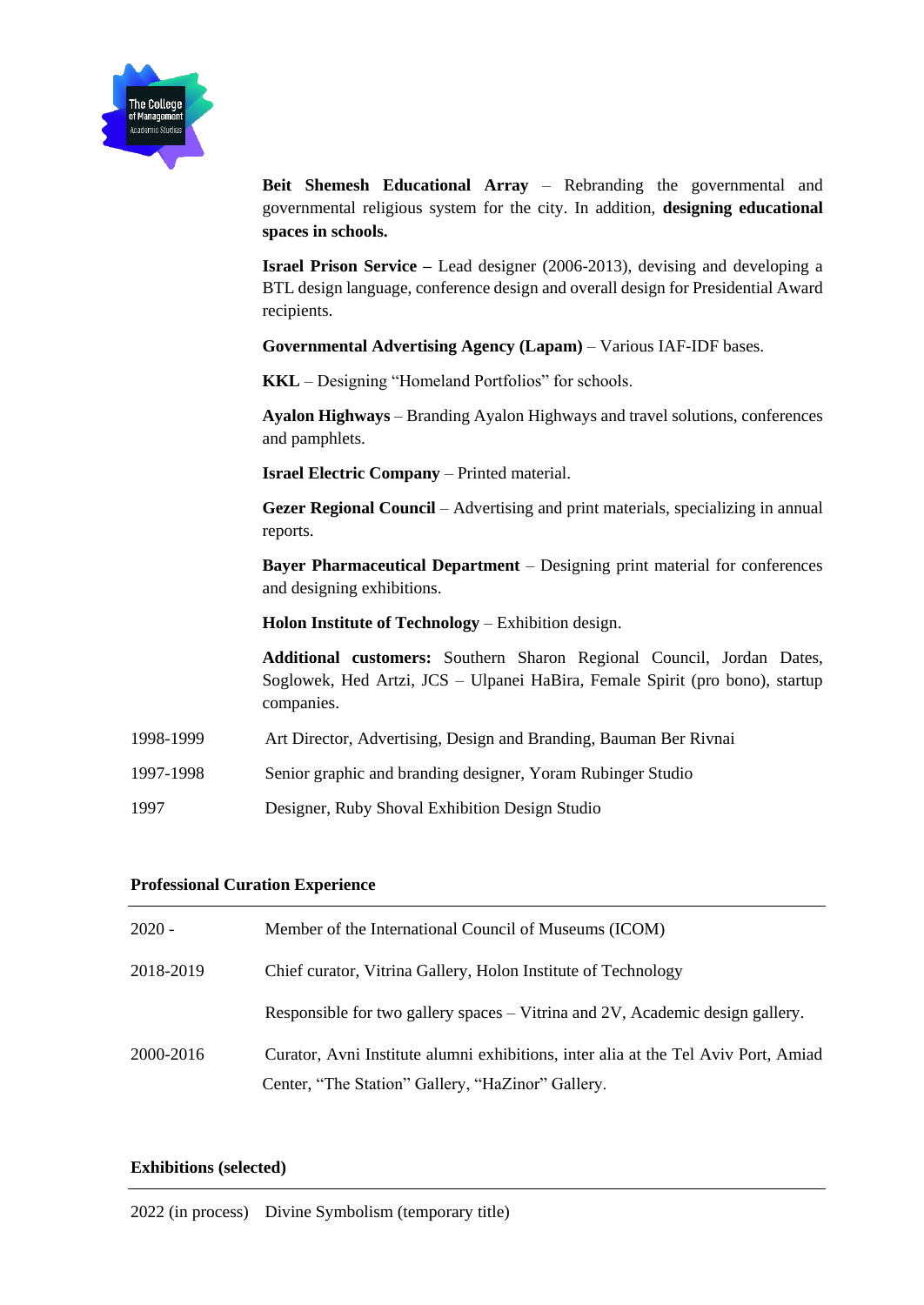**Beit Shemesh Educational Array** – Rebranding the governmental and governmental religious system for the city. In addition, **designing educational spaces in schools.**

**Israel Prison Service –** Lead designer (2006-2013), devising and developing a BTL design language, conference design and overall design for Presidential Award recipients.

**Governmental Advertising Agency (Lapam)** – Various IAF-IDF bases.

**KKL** – Designing "Homeland Portfolios" for schools.

**Ayalon Highways** – Branding Ayalon Highways and travel solutions, conferences and pamphlets.

**Israel Electric Company** – Printed material.

**Gezer Regional Council** – Advertising and print materials, specializing in annual reports.

**Bayer Pharmaceutical Department** – Designing print material for conferences and designing exhibitions.

**Holon Institute of Technology** – Exhibition design.

**Additional customers:** Southern Sharon Regional Council, Jordan Dates, Soglowek, Hed Artzi, JCS – Ulpanei HaBira, Female Spirit (pro bono), startup companies.

1998-1999 Art Director, Advertising, Design and Branding, Bauman Ber Rivnai

1997-1998 Senior graphic and branding designer, Yoram Rubinger Studio

1997 Designer, Ruby Shoval Exhibition Design Studio

**Professional Curation Experience**

---

2020 - Member of the International Council of Museums (ICOM)

2018-2019 Chief curator, Vitrina Gallery, Holon Institute of Technology

Responsible for two gallery spaces – Vitrina and 2V, Academic design gallery.

2000-2016 Curator, Avni Institute alumni exhibitions, inter alia at the Tel Aviv Port, Amiad Center, "The Station" Gallery, "HaZinor" Gallery.

**Exhibitions (selected)**

---

2022 (in process) Divine Symbolism (temporary title)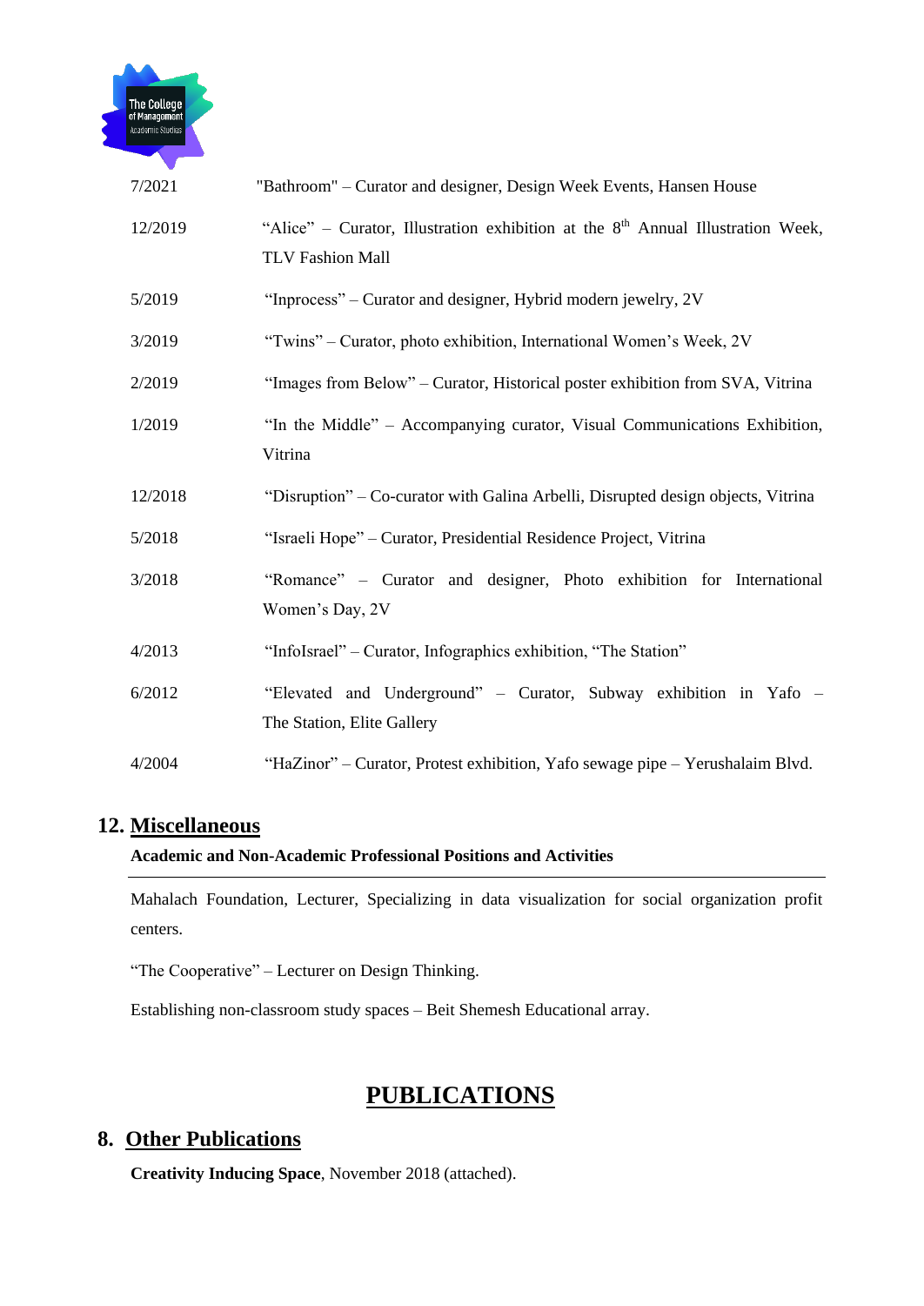| | |
|---|---|
| 7/2021 | "Bathroom" – Curator and designer, Design Week Events, Hansen House |
| 12/2019 | “Alice” – Curator, Illustration exhibition at the 8th Annual Illustration Week, TLV Fashion Mall |
| 5/2019 | “Inprocess” – Curator and designer, Hybrid modern jewelry, 2V |
| 3/2019 | “Twins” – Curator, photo exhibition, International Women’s Week, 2V |
| 2/2019 | “Images from Below” – Curator, Historical poster exhibition from SVA, Vitrina |
| 1/2019 | “In the Middle” – Accompanying curator, Visual Communications Exhibition, Vitrina |
| 12/2018 | “Disruption” – Co-curator with Galina Arbelli, Disrupted design objects, Vitrina |
| 5/2018 | “Israeli Hope” – Curator, Presidential Residence Project, Vitrina |
| 3/2018 | “Romance” – Curator and designer, Photo exhibition for International Women’s Day, 2V |
| 4/2013 | “InfoIsrael” – Curator, Infographics exhibition, “The Station” |
| 6/2012 | “Elevated and Underground” – Curator, Subway exhibition in Yafo – The Station, Elite Gallery |
| 4/2004 | “HaZinor” – Curator, Protest exhibition, Yafo sewage pipe – Yerushalaim Blvd. |

## 12. Miscellaneous

**Academic and Non-Academic Professional Positions and Activities**

Mahalach Foundation, Lecturer, Specializing in data visualization for social organization profit centers.

“The Cooperative” – Lecturer on Design Thinking.

Establishing non-classroom study spaces – Beit Shemesh Educational array.

# PUBLICATIONS

## 8. Other Publications

**Creativity Inducing Space**, November 2018 (attached).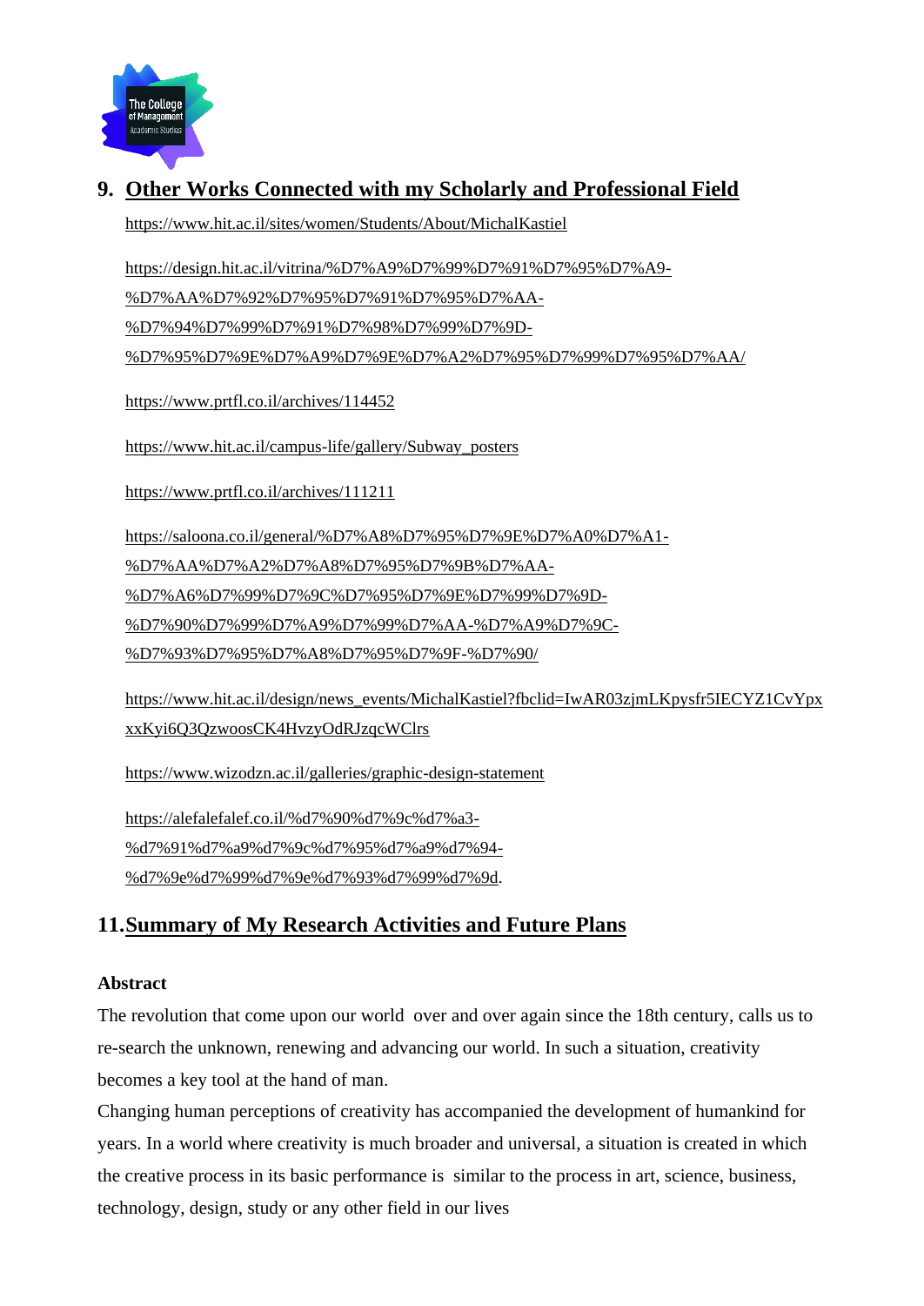## 9. Other Works Connected with my Scholarly and Professional Field

https://www.hit.ac.il/sites/women/Students/About/MichalKastiel

https://design.hit.ac.il/vitrina/%D7%A9%D7%99%D7%91%D7%95%D7%A9-%D7%AA%D7%92%D7%95%D7%91%D7%95%D7%AA-%D7%94%D7%99%D7%91%D7%98%D7%99%D7%9D-%D7%95%D7%9E%D7%A9%D7%9E%D7%A2%D7%95%D7%99%D7%95%D7%AA/

https://www.prtfl.co.il/archives/114452

https://www.hit.ac.il/campus-life/gallery/Subway_posters

https://www.prtfl.co.il/archives/111211

https://saloona.co.il/general/%D7%A8%D7%95%D7%9E%D7%A0%D7%A1-%D7%AA%D7%A2%D7%A8%D7%95%D7%9B%D7%AA-%D7%A6%D7%99%D7%9C%D7%95%D7%9E%D7%99%D7%9D-%D7%90%D7%99%D7%A9%D7%99%D7%AA-%D7%A9%D7%9C-%D7%93%D7%95%D7%A8%D7%95%D7%9F-%D7%90/

https://www.hit.ac.il/design/news_events/MichalKastiel?fbclid=IwAR03zjmLKpysfr5IECYZ1CvYpxxxKyi6Q3QzwoosCK4HvzyOdRJzqcWClrs

https://www.wizodzn.ac.il/galleries/graphic-design-statement

https://alefalefalef.co.il/%d7%90%d7%9c%d7%a3-%d7%91%d7%a9%d7%9c%d7%95%d7%a9%d7%94-%d7%9e%d7%99%d7%9e%d7%93%d7%99%d7%9d.

## 11. Summary of My Research Activities and Future Plans

**Abstract**

The revolution that come upon our world over and over again since the 18th century, calls us to re-search the unknown, renewing and advancing our world. In such a situation, creativity becomes a key tool at the hand of man.

Changing human perceptions of creativity has accompanied the development of humankind for years. In a world where creativity is much broader and universal, a situation is created in which the creative process in its basic performance is similar to the process in art, science, business, technology, design, study or any other field in our lives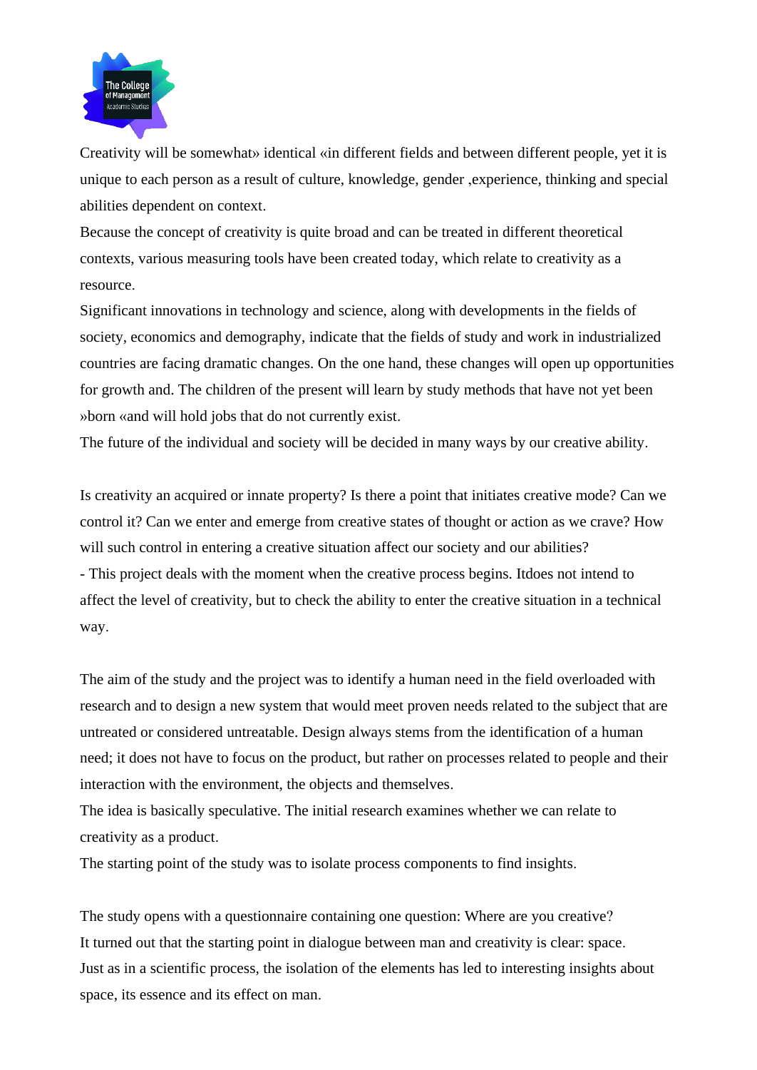Creativity will be somewhat» identical «in different fields and between different people, yet it is unique to each person as a result of culture, knowledge, gender ,experience, thinking and special abilities dependent on context.

Because the concept of creativity is quite broad and can be treated in different theoretical contexts, various measuring tools have been created today, which relate to creativity as a resource.

Significant innovations in technology and science, along with developments in the fields of society, economics and demography, indicate that the fields of study and work in industrialized countries are facing dramatic changes. On the one hand, these changes will open up opportunities for growth and. The children of the present will learn by study methods that have not yet been »born «and will hold jobs that do not currently exist.

The future of the individual and society will be decided in many ways by our creative ability.

Is creativity an acquired or innate property? Is there a point that initiates creative mode? Can we control it? Can we enter and emerge from creative states of thought or action as we crave? How will such control in entering a creative situation affect our society and our abilities?

- This project deals with the moment when the creative process begins. Itdoes not intend to affect the level of creativity, but to check the ability to enter the creative situation in a technical way.

The aim of the study and the project was to identify a human need in the field overloaded with research and to design a new system that would meet proven needs related to the subject that are untreated or considered untreatable. Design always stems from the identification of a human need; it does not have to focus on the product, but rather on processes related to people and their interaction with the environment, the objects and themselves.

The idea is basically speculative. The initial research examines whether we can relate to creativity as a product.

The starting point of the study was to isolate process components to find insights.

The study opens with a questionnaire containing one question: Where are you creative?

It turned out that the starting point in dialogue between man and creativity is clear: space.

Just as in a scientific process, the isolation of the elements has led to interesting insights about space, its essence and its effect on man.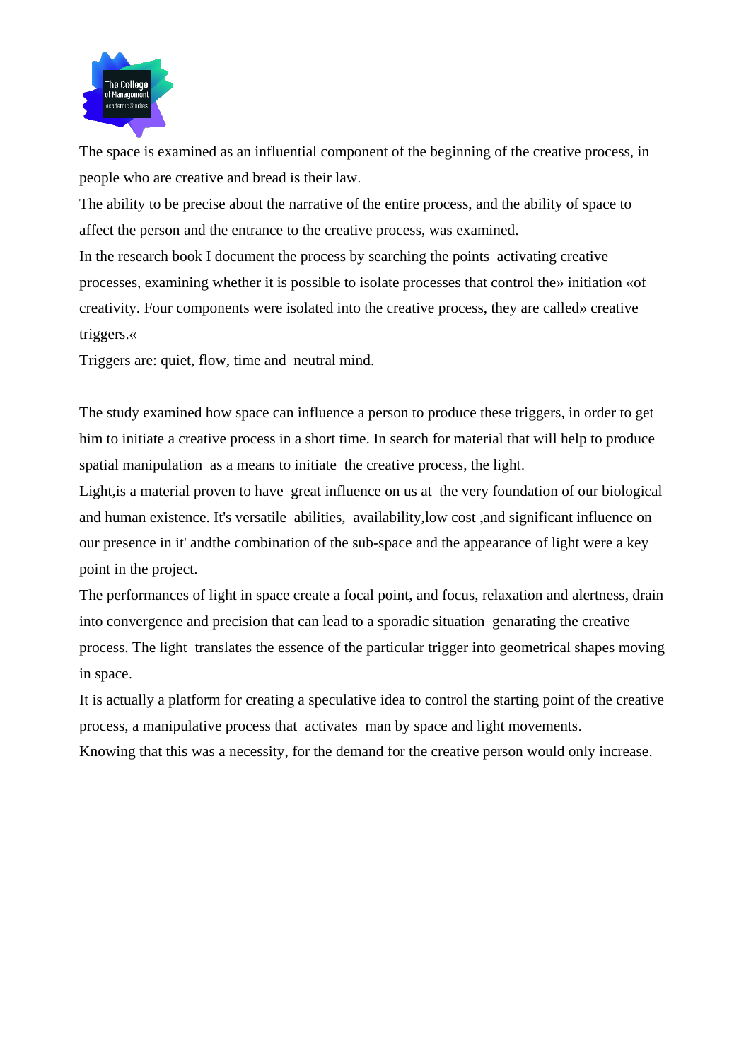The space is examined as an influential component of the beginning of the creative process, in people who are creative and bread is their law.
The ability to be precise about the narrative of the entire process, and the ability of space to affect the person and the entrance to the creative process, was examined.
In the research book I document the process by searching the points activating creative processes, examining whether it is possible to isolate processes that control the» initiation «of creativity. Four components were isolated into the creative process, they are called» creative triggers.«
Triggers are: quiet, flow, time and neutral mind.

The study examined how space can influence a person to produce these triggers, in order to get him to initiate a creative process in a short time. In search for material that will help to produce spatial manipulation as a means to initiate the creative process, the light.
Light,is a material proven to have great influence on us at the very foundation of our biological and human existence. It's versatile abilities, availability,low cost ,and significant influence on our presence in it' andthe combination of the sub-space and the appearance of light were a key point in the project.
The performances of light in space create a focal point, and focus, relaxation and alertness, drain into convergence and precision that can lead to a sporadic situation genarating the creative process. The light translates the essence of the particular trigger into geometrical shapes moving in space.
It is actually a platform for creating a speculative idea to control the starting point of the creative process, a manipulative process that activates man by space and light movements.
Knowing that this was a necessity, for the demand for the creative person would only increase.